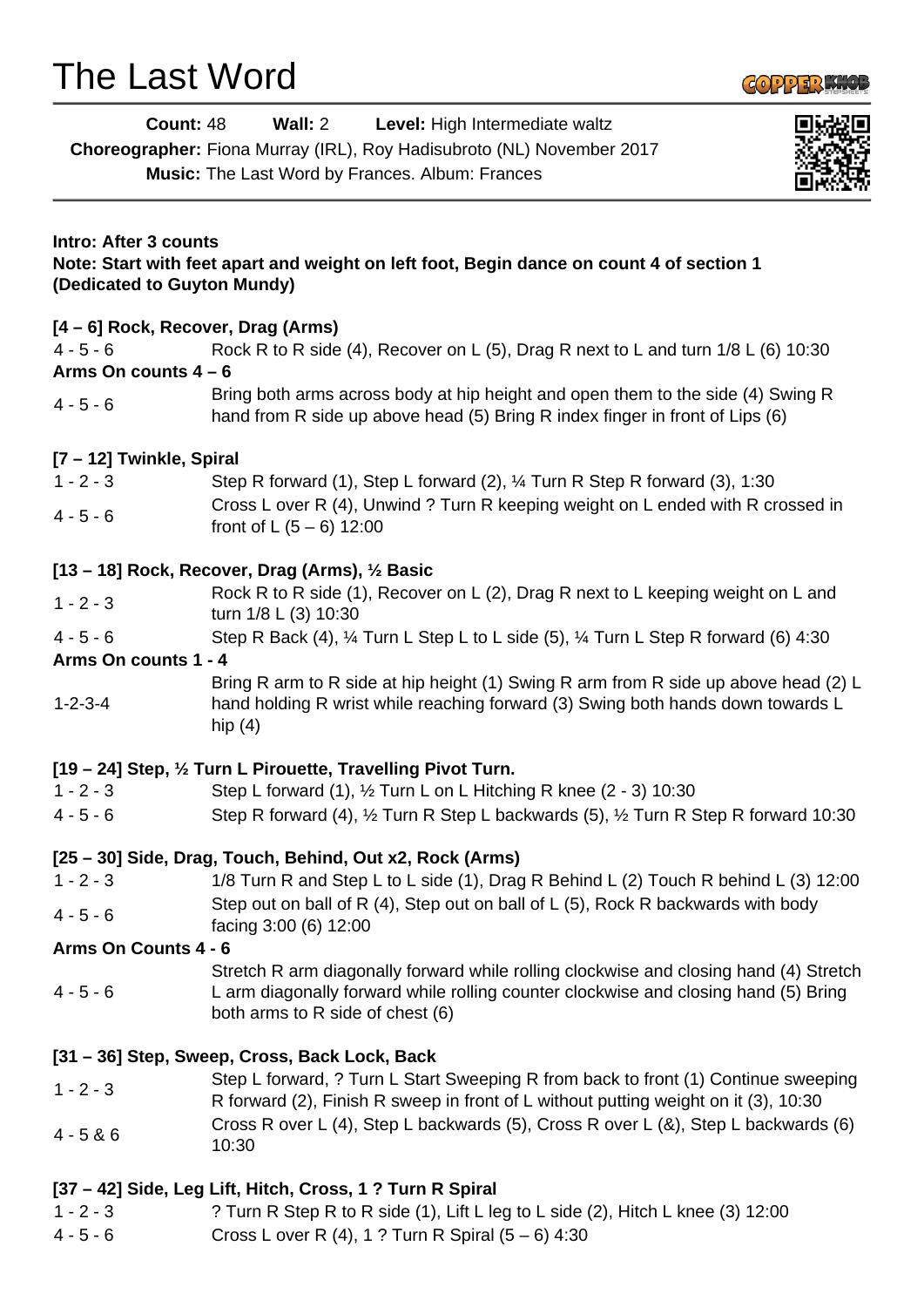# The Last Word

**Count:** 48 **Wall:** 2 **Level:** High Intermediate waltz

**Choreographer:** Fiona Murray (IRL), Roy Hadisubroto (NL) November 2017

**Music:** The Last Word by Frances. Album: Frances

**Intro: After 3 counts**
**Note: Start with feet apart and weight on left foot, Begin dance on count 4 of section 1**
**(Dedicated to Guyton Mundy)**

**[4 – 6] Rock, Recover, Drag (Arms)**

4 - 5 - 6 Rock R to R side (4), Recover on L (5), Drag R next to L and turn 1/8 L (6) 10:30

**Arms On counts 4 – 6**

4 - 5 - 6 Bring both arms across body at hip height and open them to the side (4) Swing R hand from R side up above head (5) Bring R index finger in front of Lips (6)

**[7 – 12] Twinkle, Spiral**

1 - 2 - 3 Step R forward (1), Step L forward (2), ¼ Turn R Step R forward (3), 1:30

4 - 5 - 6 Cross L over R (4), Unwind ? Turn R keeping weight on L ended with R crossed in front of L (5 – 6) 12:00

**[13 – 18] Rock, Recover, Drag (Arms), ½ Basic**

1 - 2 - 3 Rock R to R side (1), Recover on L (2), Drag R next to L keeping weight on L and turn 1/8 L (3) 10:30

4 - 5 - 6 Step R Back (4), ¼ Turn L Step L to L side (5), ¼ Turn L Step R forward (6) 4:30

**Arms On counts 1 - 4**

1-2-3-4 Bring R arm to R side at hip height (1) Swing R arm from R side up above head (2) L hand holding R wrist while reaching forward (3) Swing both hands down towards L hip (4)

**[19 – 24] Step, ½ Turn L Pirouette, Travelling Pivot Turn.**

1 - 2 - 3 Step L forward (1), ½ Turn L on L Hitching R knee (2 - 3) 10:30

4 - 5 - 6 Step R forward (4), ½ Turn R Step L backwards (5), ½ Turn R Step R forward 10:30

**[25 – 30] Side, Drag, Touch, Behind, Out x2, Rock (Arms)**

1 - 2 - 3 1/8 Turn R and Step L to L side (1), Drag R Behind L (2) Touch R behind L (3) 12:00

4 - 5 - 6 Step out on ball of R (4), Step out on ball of L (5), Rock R backwards with body facing 3:00 (6) 12:00

**Arms On Counts 4 - 6**

4 - 5 - 6 Stretch R arm diagonally forward while rolling clockwise and closing hand (4) Stretch L arm diagonally forward while rolling counter clockwise and closing hand (5) Bring both arms to R side of chest (6)

**[31 – 36] Step, Sweep, Cross, Back Lock, Back**

1 - 2 - 3 Step L forward, ? Turn L Start Sweeping R from back to front (1) Continue sweeping R forward (2), Finish R sweep in front of L without putting weight on it (3), 10:30

4 - 5 & 6 Cross R over L (4), Step L backwards (5), Cross R over L (&), Step L backwards (6) 10:30

**[37 – 42] Side, Leg Lift, Hitch, Cross, 1 ? Turn R Spiral**

1 - 2 - 3 ? Turn R Step R to R side (1), Lift L leg to L side (2), Hitch L knee (3) 12:00

4 - 5 - 6 Cross L over R (4), 1 ? Turn R Spiral (5 – 6) 4:30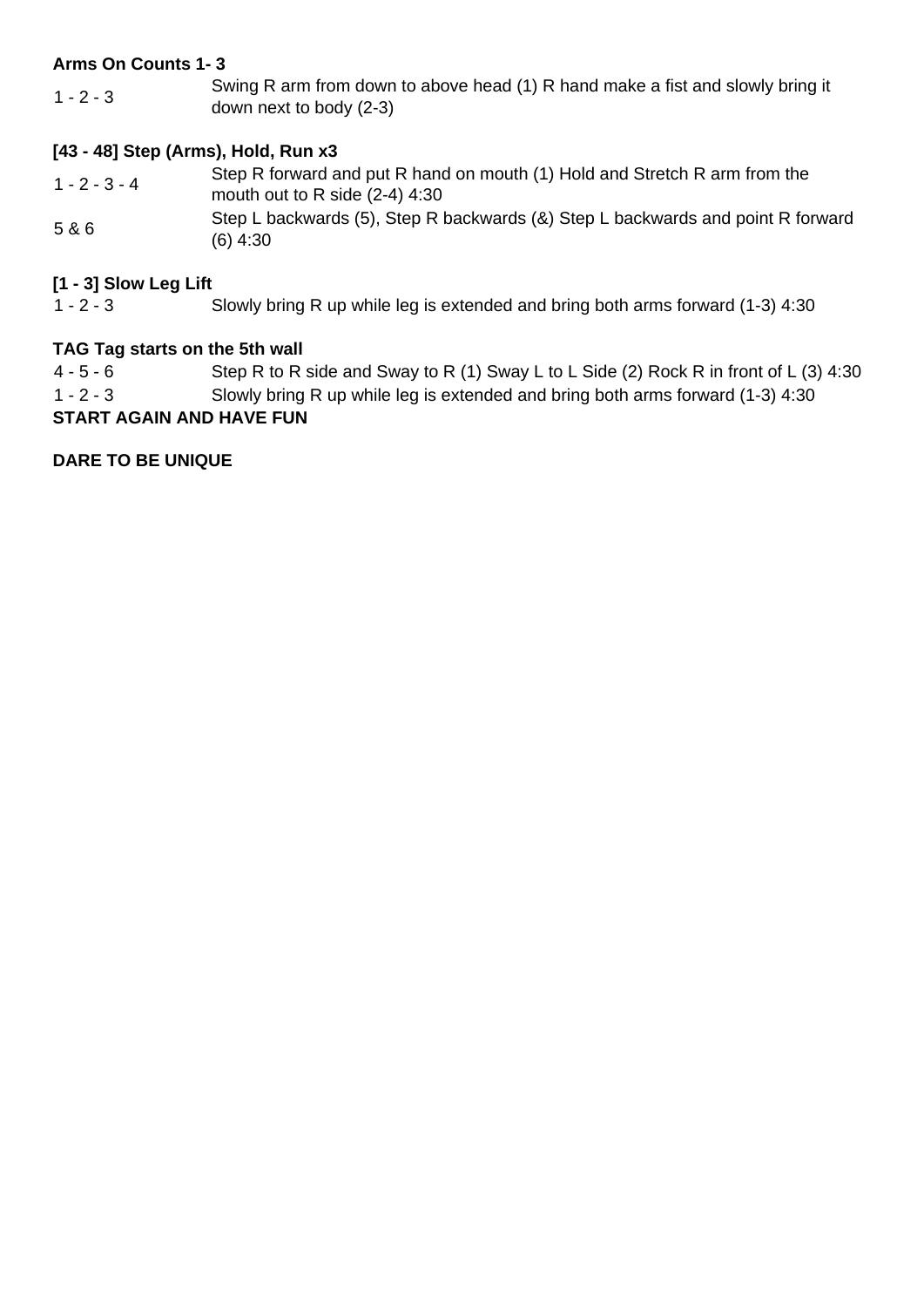**Arms On Counts 1- 3**

| | |
|---|---|
| 1 - 2 - 3 | Swing R arm from down to above head (1) R hand make a fist and slowly bring it down next to body (2-3) |

**[43 - 48] Step (Arms), Hold, Run x3**

| | |
|---|---|
| 1 - 2 - 3 - 4 | Step R forward and put R hand on mouth (1) Hold and Stretch R arm from the mouth out to R side (2-4) 4:30 |
| 5 & 6 | Step L backwards (5), Step R backwards (&) Step L backwards and point R forward (6) 4:30 |

**[1 - 3] Slow Leg Lift**

| | |
|---|---|
| 1 - 2 - 3 | Slowly bring R up while leg is extended and bring both arms forward (1-3) 4:30 |

**TAG Tag starts on the 5th wall**

| | |
|---|---|
| 4 - 5 - 6 | Step R to R side and Sway to R (1) Sway L to L Side (2) Rock R in front of L (3) 4:30 |
| 1 - 2 - 3 | Slowly bring R up while leg is extended and bring both arms forward (1-3) 4:30 |

**START AGAIN AND HAVE FUN**

**DARE TO BE UNIQUE**